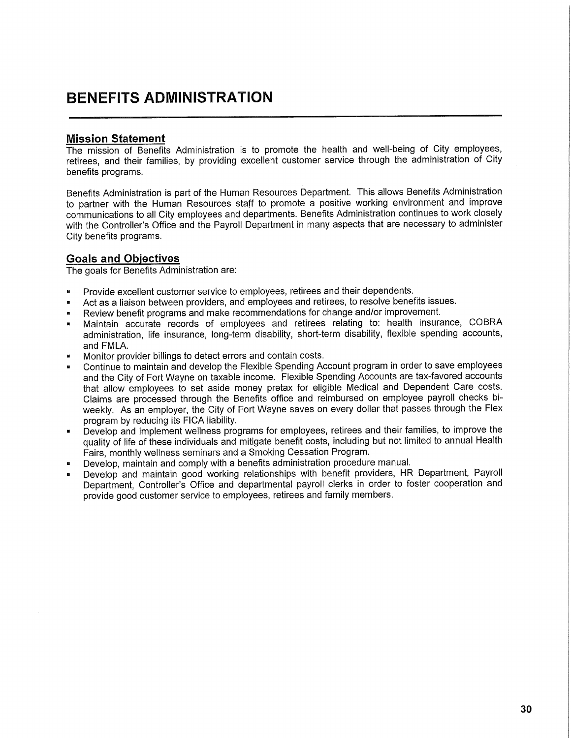# BENEFITS ADMINISTRATION

## Mission Statement

The mission of Benefits Administration is to promote the health and well-being of City employees, retirees, and their families, by providing excellent customer service through the administration of City benefits programs.

Benefits Administration is part of the Human Resources Department. This allows Benefits Administration to partner with the Human Resources staff to promote a positive working environment and improve communications to all City employees and departments. Benefits Administration continues to work closely with the Controller's Office and the Payroll Department in many aspects that are necessary to administer City benefits programs.

## Goals and Objectives

The goals for Benefits Administration are:

- Provide excellent customer service to employees, retirees and their dependents.
- Act as a liaison between providers, and employees and retirees, to resolve benefits issues.
- Review benefit programs and make recommendations for change and/or improvement.
- Maintain accurate records of employees and retirees relating to: health insurance, COBRA administration, life insurance, long-term disability, short-term disability, flexible spending accounts, and FMLA.
- Monitor provider billings to detect errors and contain costs.
- Continue to maintain and develop the Flexible Spending Account program in order to save employees and the City of Fort Wayne on taxable income. Flexible Spending Accounts are tax-favored accounts that allow employees to set aside money pretax for eligible Medical and Dependent Care costs. Claims are processed through the Benefits office and reimbursed on employee payroll checks bi-weekly. As an employer, the City of Fort Wayne saves on every dollar that passes through the Flex program by reducing its FICA liability.
- Develop and implement wellness programs for employees, retirees and their families, to improve the quality of life of these individuals and mitigate benefit costs, including but not limited to annual Health Fairs, monthly wellness seminars and a Smoking Cessation Program.
- Develop, maintain and comply with a benefits administration procedure manual.
- Develop and maintain good working relationships with benefit providers, HR Department, Payroll Department, Controller's Office and departmental payroll clerks in order to foster cooperation and provide good customer service to employees, retirees and family members.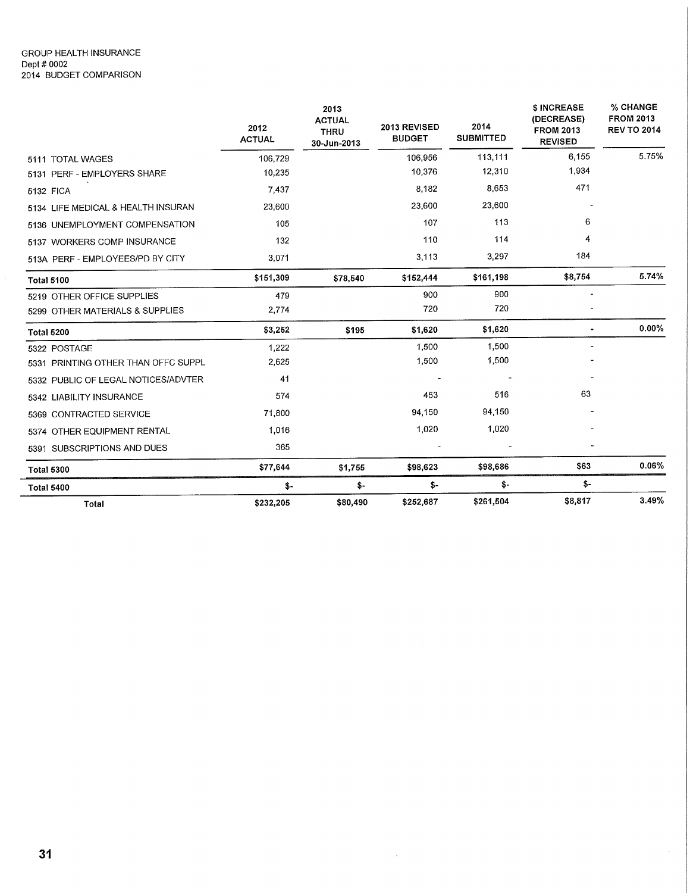GROUP HEALTH INSURANCE
Dept # 0002
2014 BUDGET COMPARISON

| | 2012 ACTUAL | 2013 ACTUAL THRU 30-Jun-2013 | 2013 REVISED BUDGET | 2014 SUBMITTED | $ INCREASE (DECREASE) FROM 2013 REVISED | % CHANGE FROM 2013 REV TO 2014 |
|---|---|---|---|---|---|---|
| 5111 TOTAL WAGES | 106,729 | | 106,956 | 113,111 | 6,155 | 5.75% |
| 5131 PERF - EMPLOYERS SHARE | 10,235 | | 10,376 | 12,310 | 1,934 | |
| 5132 FICA | 7,437 | | 8,182 | 8,653 | 471 | |
| 5134 LIFE MEDICAL & HEALTH INSURAN | 23,600 | | 23,600 | 23,600 | - | |
| 5136 UNEMPLOYMENT COMPENSATION | 105 | | 107 | 113 | 6 | |
| 5137 WORKERS COMP INSURANCE | 132 | | 110 | 114 | 4 | |
| 513A PERF - EMPLOYEES/PD BY CITY | 3,071 | | 3,113 | 3,297 | 184 | |
| **Total 5100** | **$151,309** | **$78,540** | **$152,444** | **$161,198** | **$8,754** | **5.74%** |
| 5219 OTHER OFFICE SUPPLIES | 479 | | 900 | 900 | - | |
| 5299 OTHER MATERIALS & SUPPLIES | 2,774 | | 720 | 720 | - | |
| **Total 5200** | **$3,252** | **$195** | **$1,620** | **$1,620** | **-** | **0.00%** |
| 5322 POSTAGE | 1,222 | | 1,500 | 1,500 | - | |
| 5331 PRINTING OTHER THAN OFFC SUPPL | 2,625 | | 1,500 | 1,500 | - | |
| 5332 PUBLIC OF LEGAL NOTICES/ADVTER | 41 | | - | - | - | |
| 5342 LIABILITY INSURANCE | 574 | | 453 | 516 | 63 | |
| 5369 CONTRACTED SERVICE | 71,800 | | 94,150 | 94,150 | - | |
| 5374 OTHER EQUIPMENT RENTAL | 1,016 | | 1,020 | 1,020 | - | |
| 5391 SUBSCRIPTIONS AND DUES | 365 | | - | - | - | |
| **Total 5300** | **$77,644** | **$1,755** | **$98,623** | **$98,686** | **$63** | **0.06%** |
| **Total 5400** | **$-** | **$-** | **$-** | **$-** | **$-** | |
| **Total** | **$232,205** | **$80,490** | **$252,687** | **$261,504** | **$8,817** | **3.49%** |